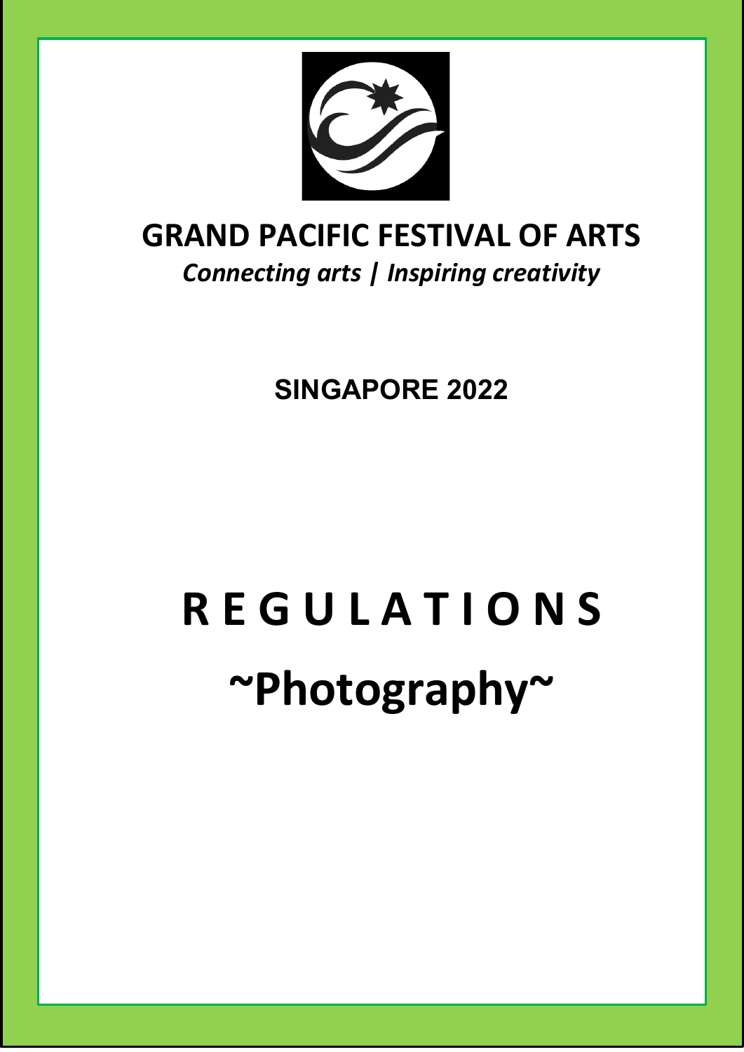# GRAND PACIFIC FESTIVAL OF ARTS

*Connecting arts | Inspiring creativity*

**SINGAPORE 2022**

# R E G U L A T I O N S

# ~Photography~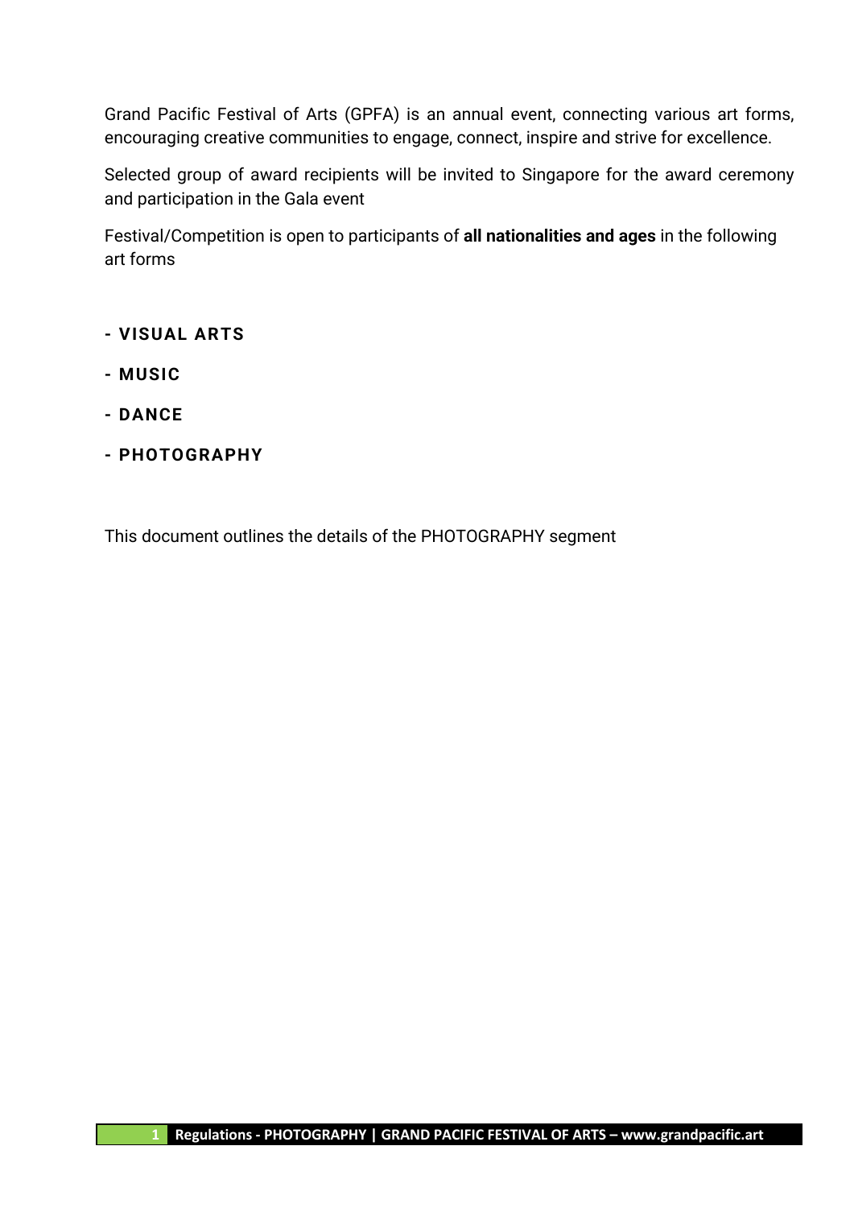Grand Pacific Festival of Arts (GPFA) is an annual event, connecting various art forms, encouraging creative communities to engage, connect, inspire and strive for excellence.

Selected group of award recipients will be invited to Singapore for the award ceremony and participation in the Gala event

Festival/Competition is open to participants of **all nationalities and ages** in the following art forms

**- VISUAL ARTS**

**- MUSIC**

**- DANCE**

**- PHOTOGRAPHY**

This document outlines the details of the PHOTOGRAPHY segment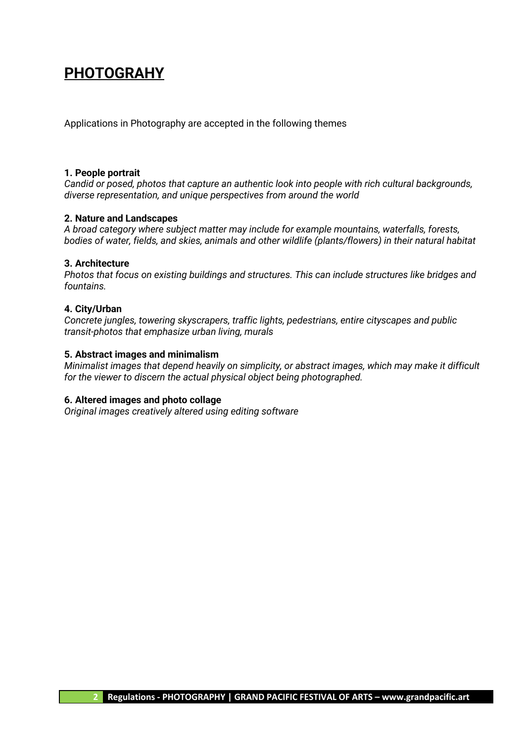# PHOTOGRAHY

Applications in Photography are accepted in the following themes

**1. People portrait**
*Candid or posed, photos that capture an authentic look into people with rich cultural backgrounds, diverse representation, and unique perspectives from around the world*

**2. Nature and Landscapes**
*A broad category where subject matter may include for example mountains, waterfalls, forests, bodies of water, fields, and skies, animals and other wildlife (plants/flowers) in their natural habitat*

**3. Architecture**
*Photos that focus on existing buildings and structures. This can include structures like bridges and fountains.*

**4. City/Urban**
*Concrete jungles, towering skyscrapers, traffic lights, pedestrians, entire cityscapes and public transit-photos that emphasize urban living, murals*

**5. Abstract images and minimalism**
*Minimalist images that depend heavily on simplicity, or abstract images, which may make it difficult for the viewer to discern the actual physical object being photographed.*

**6. Altered images and photo collage**
*Original images creatively altered using editing software*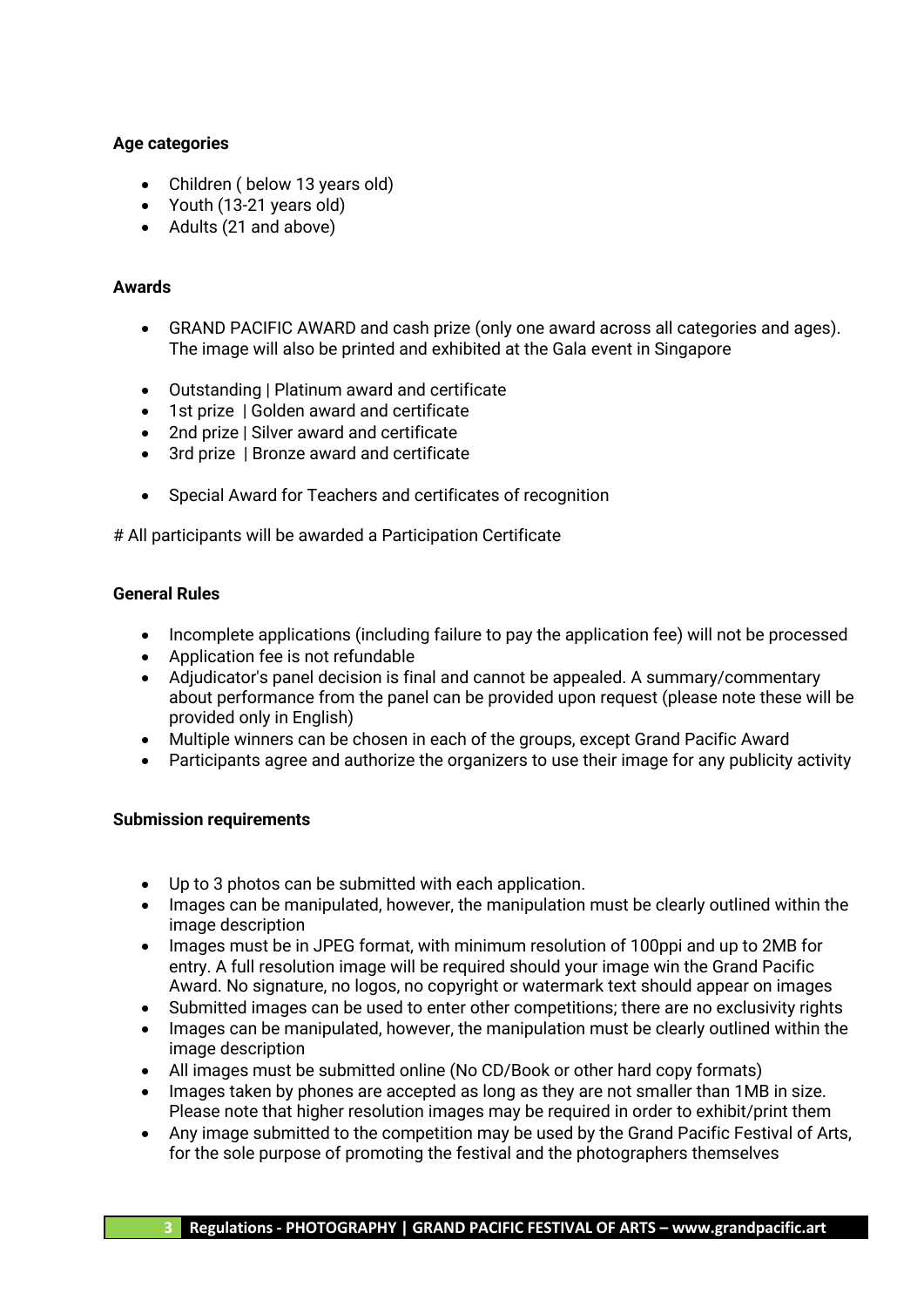**Age categories**

- Children ( below 13 years old)
- Youth (13-21 years old)
- Adults (21 and above)

**Awards**

- GRAND PACIFIC AWARD and cash prize (only one award across all categories and ages). The image will also be printed and exhibited at the Gala event in Singapore
- Outstanding | Platinum award and certificate
- 1st prize | Golden award and certificate
- 2nd prize | Silver award and certificate
- 3rd prize | Bronze award and certificate
- Special Award for Teachers and certificates of recognition

# All participants will be awarded a Participation Certificate

**General Rules**

- Incomplete applications (including failure to pay the application fee) will not be processed
- Application fee is not refundable
- Adjudicator's panel decision is final and cannot be appealed. A summary/commentary about performance from the panel can be provided upon request (please note these will be provided only in English)
- Multiple winners can be chosen in each of the groups, except Grand Pacific Award
- Participants agree and authorize the organizers to use their image for any publicity activity

**Submission requirements**

- Up to 3 photos can be submitted with each application.
- Images can be manipulated, however, the manipulation must be clearly outlined within the image description
- Images must be in JPEG format, with minimum resolution of 100ppi and up to 2MB for entry. A full resolution image will be required should your image win the Grand Pacific Award. No signature, no logos, no copyright or watermark text should appear on images
- Submitted images can be used to enter other competitions; there are no exclusivity rights
- Images can be manipulated, however, the manipulation must be clearly outlined within the image description
- All images must be submitted online (No CD/Book or other hard copy formats)
- Images taken by phones are accepted as long as they are not smaller than 1MB in size. Please note that higher resolution images may be required in order to exhibit/print them
- Any image submitted to the competition may be used by the Grand Pacific Festival of Arts, for the sole purpose of promoting the festival and the photographers themselves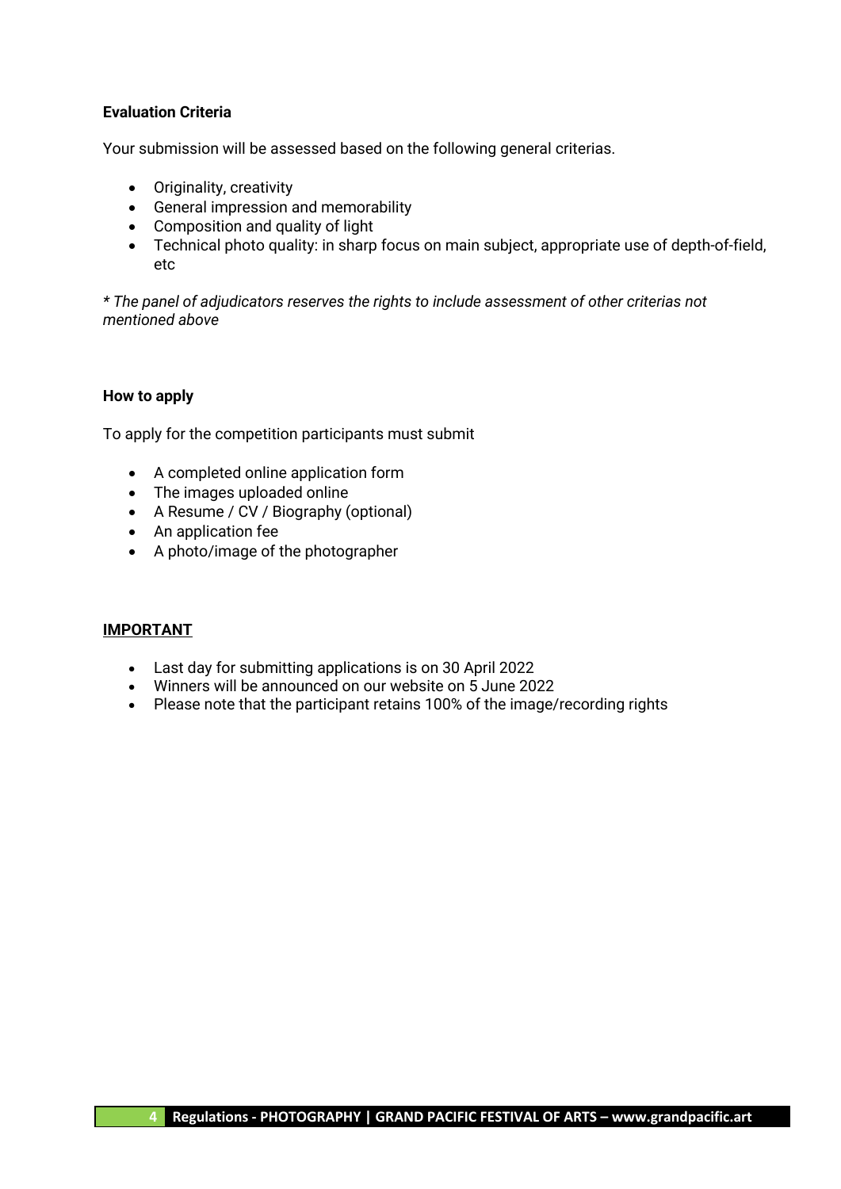**Evaluation Criteria**

Your submission will be assessed based on the following general criterias.

- Originality, creativity
- General impression and memorability
- Composition and quality of light
- Technical photo quality: in sharp focus on main subject, appropriate use of depth-of-field, etc

*\* The panel of adjudicators reserves the rights to include assessment of other criterias not mentioned above*

**How to apply**

To apply for the competition participants must submit

- A completed online application form
- The images uploaded online
- A Resume / CV / Biography (optional)
- An application fee
- A photo/image of the photographer

**IMPORTANT**

- Last day for submitting applications is on 30 April 2022
- Winners will be announced on our website on 5 June 2022
- Please note that the participant retains 100% of the image/recording rights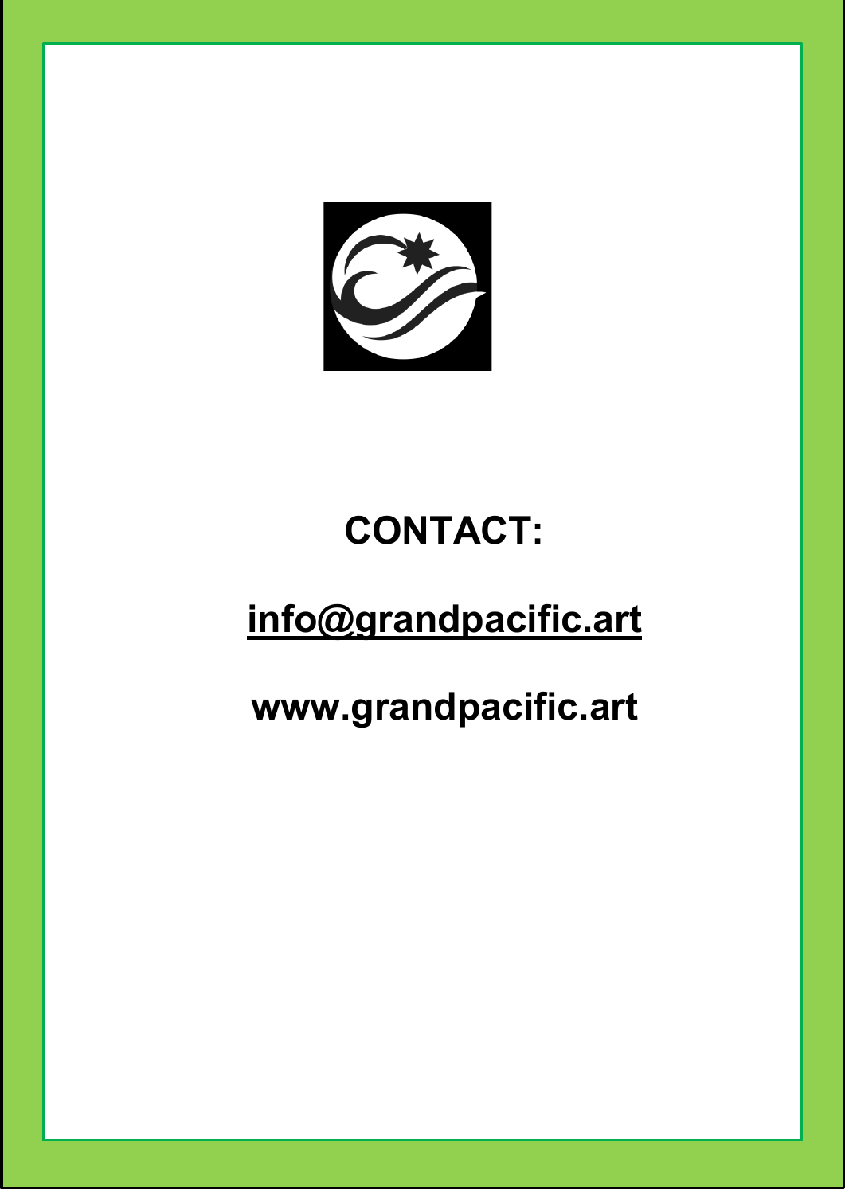**CONTACT:**

**info@grandpacific.art**

**www.grandpacific.art**